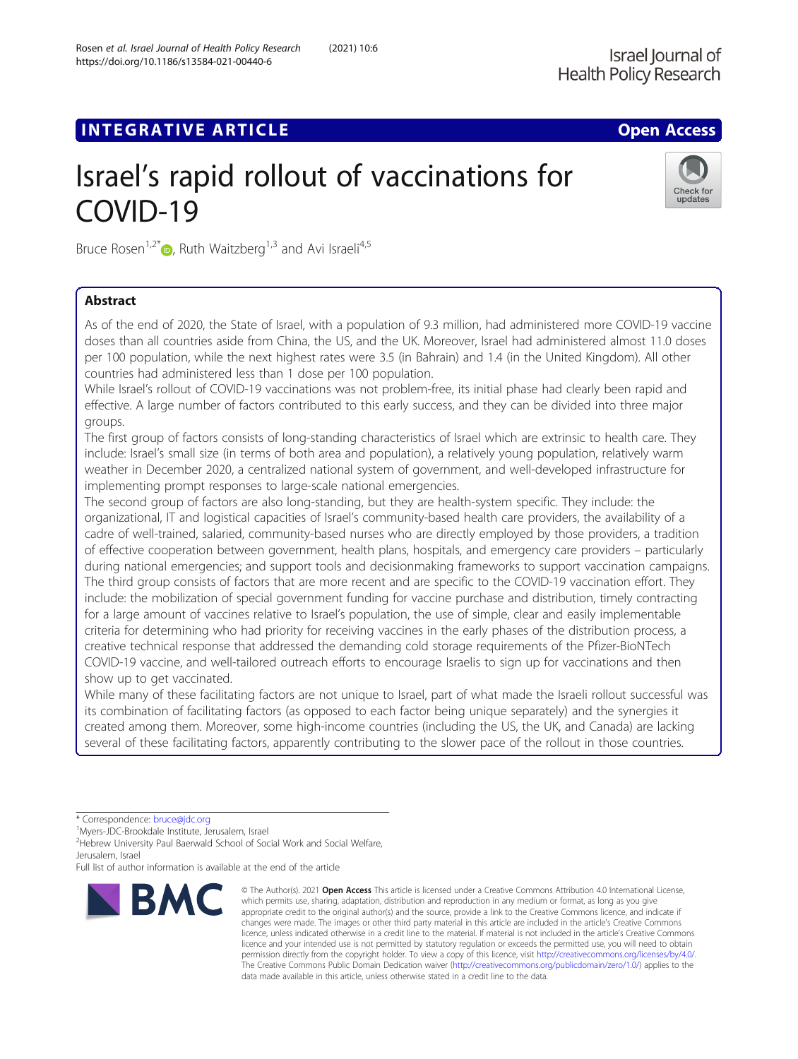INTEGRATIVE ARTICLE

Open Access

# Israel's rapid rollout of vaccinations for COVID-19

Bruce Rosen[1,2*], Ruth Waitzberg[1,3] and Avi Israeli[4,5]

## Abstract

As of the end of 2020, the State of Israel, with a population of 9.3 million, had administered more COVID-19 vaccine doses than all countries aside from China, the US, and the UK. Moreover, Israel had administered almost 11.0 doses per 100 population, while the next highest rates were 3.5 (in Bahrain) and 1.4 (in the United Kingdom). All other countries had administered less than 1 dose per 100 population.

While Israel's rollout of COVID-19 vaccinations was not problem-free, its initial phase had clearly been rapid and effective. A large number of factors contributed to this early success, and they can be divided into three major groups.

The first group of factors consists of long-standing characteristics of Israel which are extrinsic to health care. They include: Israel's small size (in terms of both area and population), a relatively young population, relatively warm weather in December 2020, a centralized national system of government, and well-developed infrastructure for implementing prompt responses to large-scale national emergencies.

The second group of factors are also long-standing, but they are health-system specific. They include: the organizational, IT and logistical capacities of Israel's community-based health care providers, the availability of a cadre of well-trained, salaried, community-based nurses who are directly employed by those providers, a tradition of effective cooperation between government, health plans, hospitals, and emergency care providers – particularly during national emergencies; and support tools and decisionmaking frameworks to support vaccination campaigns.

The third group consists of factors that are more recent and are specific to the COVID-19 vaccination effort. They include: the mobilization of special government funding for vaccine purchase and distribution, timely contracting for a large amount of vaccines relative to Israel's population, the use of simple, clear and easily implementable criteria for determining who had priority for receiving vaccines in the early phases of the distribution process, a creative technical response that addressed the demanding cold storage requirements of the Pfizer-BioNTech COVID-19 vaccine, and well-tailored outreach efforts to encourage Israelis to sign up for vaccinations and then show up to get vaccinated.

While many of these facilitating factors are not unique to Israel, part of what made the Israeli rollout successful was its combination of facilitating factors (as opposed to each factor being unique separately) and the synergies it created among them. Moreover, some high-income countries (including the US, the UK, and Canada) are lacking several of these facilitating factors, apparently contributing to the slower pace of the rollout in those countries.

\* Correspondence: bruce@jdc.org

[1]Myers-JDC-Brookdale Institute, Jerusalem, Israel

[2]Hebrew University Paul Baerwald School of Social Work and Social Welfare, Jerusalem, Israel

Full list of author information is available at the end of the article

© The Author(s). 2021 **Open Access** This article is licensed under a Creative Commons Attribution 4.0 International License, which permits use, sharing, adaptation, distribution and reproduction in any medium or format, as long as you give appropriate credit to the original author(s) and the source, provide a link to the Creative Commons licence, and indicate if changes were made. The images or other third party material in this article are included in the article's Creative Commons licence, unless indicated otherwise in a credit line to the material. If material is not included in the article's Creative Commons licence and your intended use is not permitted by statutory regulation or exceeds the permitted use, you will need to obtain permission directly from the copyright holder. To view a copy of this licence, visit http://creativecommons.org/licenses/by/4.0/. The Creative Commons Public Domain Dedication waiver (http://creativecommons.org/publicdomain/zero/1.0/) applies to the data made available in this article, unless otherwise stated in a credit line to the data.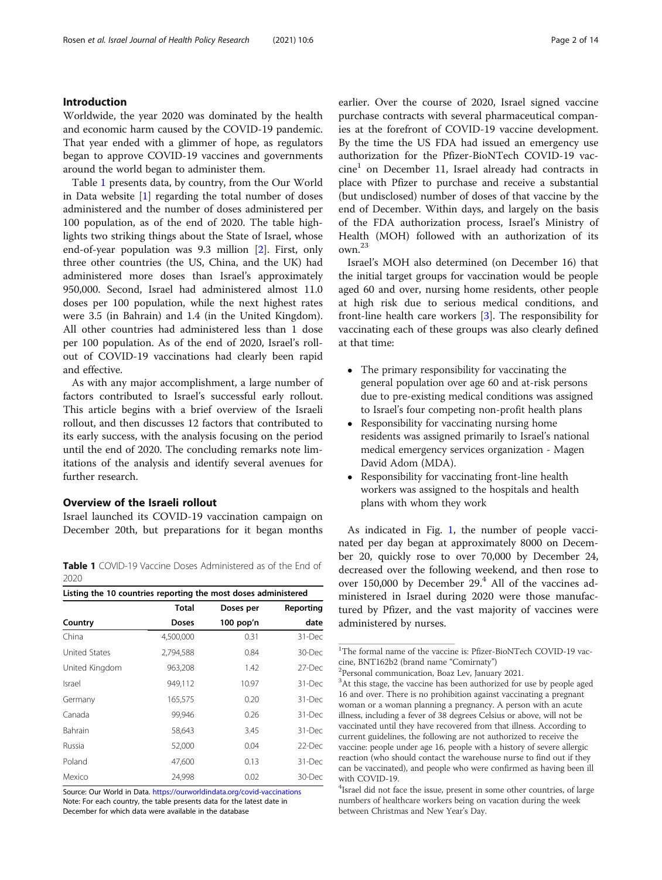## Introduction

Worldwide, the year 2020 was dominated by the health and economic harm caused by the COVID-19 pandemic. That year ended with a glimmer of hope, as regulators began to approve COVID-19 vaccines and governments around the world began to administer them.

Table 1 presents data, by country, from the Our World in Data website [1] regarding the total number of doses administered and the number of doses administered per 100 population, as of the end of 2020. The table highlights two striking things about the State of Israel, whose end-of-year population was 9.3 million [2]. First, only three other countries (the US, China, and the UK) had administered more doses than Israel's approximately 950,000. Second, Israel had administered almost 11.0 doses per 100 population, while the next highest rates were 3.5 (in Bahrain) and 1.4 (in the United Kingdom). All other countries had administered less than 1 dose per 100 population. As of the end of 2020, Israel's roll-out of COVID-19 vaccinations had clearly been rapid and effective.

As with any major accomplishment, a large number of factors contributed to Israel's successful early rollout. This article begins with a brief overview of the Israeli rollout, and then discusses 12 factors that contributed to its early success, with the analysis focusing on the period until the end of 2020. The concluding remarks note limitations of the analysis and identify several avenues for further research.

## Overview of the Israeli rollout

Israel launched its COVID-19 vaccination campaign on December 20th, but preparations for it began months earlier. Over the course of 2020, Israel signed vaccine purchase contracts with several pharmaceutical companies at the forefront of COVID-19 vaccine development. By the time the US FDA had issued an emergency use authorization for the Pfizer-BioNTech COVID-19 vaccine[1] on December 11, Israel already had contracts in place with Pfizer to purchase and receive a substantial (but undisclosed) number of doses of that vaccine by the end of December. Within days, and largely on the basis of the FDA authorization process, Israel's Ministry of Health (MOH) followed with an authorization of its own.[2,3]

Israel's MOH also determined (on December 16) that the initial target groups for vaccination would be people aged 60 and over, nursing home residents, other people at high risk due to serious medical conditions, and front-line health care workers [3]. The responsibility for vaccinating each of these groups was also clearly defined at that time:

- The primary responsibility for vaccinating the general population over age 60 and at-risk persons due to pre-existing medical conditions was assigned to Israel's four competing non-profit health plans
- Responsibility for vaccinating nursing home residents was assigned primarily to Israel's national medical emergency services organization - Magen David Adom (MDA).
- Responsibility for vaccinating front-line health workers was assigned to the hospitals and health plans with whom they work

As indicated in Fig. 1, the number of people vaccinated per day began at approximately 8000 on December 20, quickly rose to over 70,000 by December 24, decreased over the following weekend, and then rose to over 150,000 by December 29.[4] All of the vaccines administered in Israel during 2020 were those manufactured by Pfizer, and the vast majority of vaccines were administered by nurses.

**Table 1** COVID-19 Vaccine Doses Administered as of the End of 2020

| Listing the 10 countries reporting the most doses administered | | | |
|---|---|---|---|
| Country | Total Doses | Doses per 100 pop'n | Reporting date |
| China | 4,500,000 | 0.31 | 31-Dec |
| United States | 2,794,588 | 0.84 | 30-Dec |
| United Kingdom | 963,208 | 1.42 | 27-Dec |
| Israel | 949,112 | 10.97 | 31-Dec |
| Germany | 165,575 | 0.20 | 31-Dec |
| Canada | 99,946 | 0.26 | 31-Dec |
| Bahrain | 58,643 | 3.45 | 31-Dec |
| Russia | 52,000 | 0.04 | 22-Dec |
| Poland | 47,600 | 0.13 | 31-Dec |
| Mexico | 24,998 | 0.02 | 30-Dec |

Source: Our World in Data. https://ourworldindata.org/covid-vaccinations
Note: For each country, the table presents data for the latest date in December for which data were available in the database

---

[1] The formal name of the vaccine is: Pfizer-BioNTech COVID-19 vaccine, BNT162b2 (brand name "Comirnaty")

[2] Personal communication, Boaz Lev, January 2021.

[3] At this stage, the vaccine has been authorized for use by people aged 16 and over. There is no prohibition against vaccinating a pregnant woman or a woman planning a pregnancy. A person with an acute illness, including a fever of 38 degrees Celsius or above, will not be vaccinated until they have recovered from that illness. According to current guidelines, the following are not authorized to receive the vaccine: people under age 16, people with a history of severe allergic reaction (who should contact the warehouse nurse to find out if they can be vaccinated), and people who were confirmed as having been ill with COVID-19.

[4] Israel did not face the issue, present in some other countries, of large numbers of healthcare workers being on vacation during the week between Christmas and New Year's Day.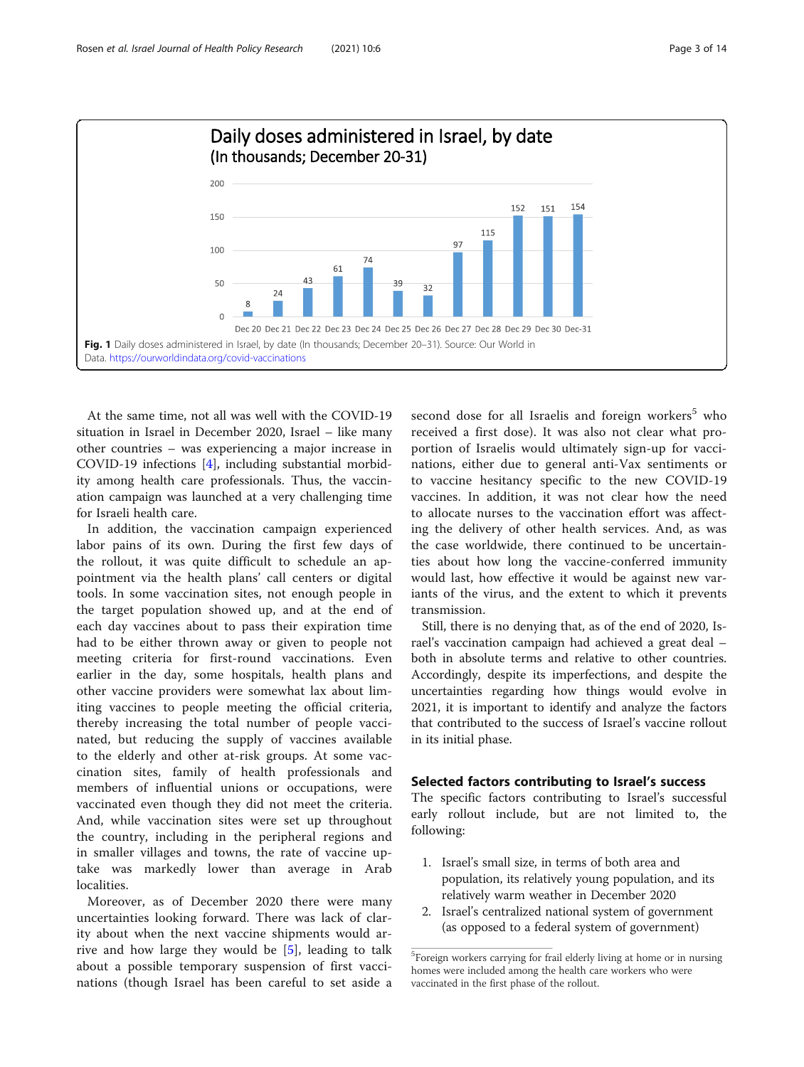**Fig. 1** Daily doses administered in Israel, by date (In thousands; December 20–31). Source: Our World in Data. https://ourworldindata.org/covid-vaccinations

At the same time, not all was well with the COVID-19 situation in Israel in December 2020, Israel – like many other countries – was experiencing a major increase in COVID-19 infections [4], including substantial morbidity among health care professionals. Thus, the vaccination campaign was launched at a very challenging time for Israeli health care.

In addition, the vaccination campaign experienced labor pains of its own. During the first few days of the rollout, it was quite difficult to schedule an appointment via the health plans' call centers or digital tools. In some vaccination sites, not enough people in the target population showed up, and at the end of each day vaccines about to pass their expiration time had to be either thrown away or given to people not meeting criteria for first-round vaccinations. Even earlier in the day, some hospitals, health plans and other vaccine providers were somewhat lax about limiting vaccines to people meeting the official criteria, thereby increasing the total number of people vaccinated, but reducing the supply of vaccines available to the elderly and other at-risk groups. At some vaccination sites, family of health professionals and members of influential unions or occupations, were vaccinated even though they did not meet the criteria. And, while vaccination sites were set up throughout the country, including in the peripheral regions and in smaller villages and towns, the rate of vaccine uptake was markedly lower than average in Arab localities.

Moreover, as of December 2020 there were many uncertainties looking forward. There was lack of clarity about when the next vaccine shipments would arrive and how large they would be [5], leading to talk about a possible temporary suspension of first vaccinations (though Israel has been careful to set aside a second dose for all Israelis and foreign workers[5] who received a first dose). It was also not clear what proportion of Israelis would ultimately sign-up for vaccinations, either due to general anti-Vax sentiments or to vaccine hesitancy specific to the new COVID-19 vaccines. In addition, it was not clear how the need to allocate nurses to the vaccination effort was affecting the delivery of other health services. And, as was the case worldwide, there continued to be uncertainties about how long the vaccine-conferred immunity would last, how effective it would be against new variants of the virus, and the extent to which it prevents transmission.

Still, there is no denying that, as of the end of 2020, Israel's vaccination campaign had achieved a great deal – both in absolute terms and relative to other countries. Accordingly, despite its imperfections, and despite the uncertainties regarding how things would evolve in 2021, it is important to identify and analyze the factors that contributed to the success of Israel's vaccine rollout in its initial phase.

## Selected factors contributing to Israel's success

The specific factors contributing to Israel's successful early rollout include, but are not limited to, the following:

1. Israel's small size, in terms of both area and population, its relatively young population, and its relatively warm weather in December 2020
2. Israel's centralized national system of government (as opposed to a federal system of government)

[5] Foreign workers carrying for frail elderly living at home or in nursing homes were included among the health care workers who were vaccinated in the first phase of the rollout.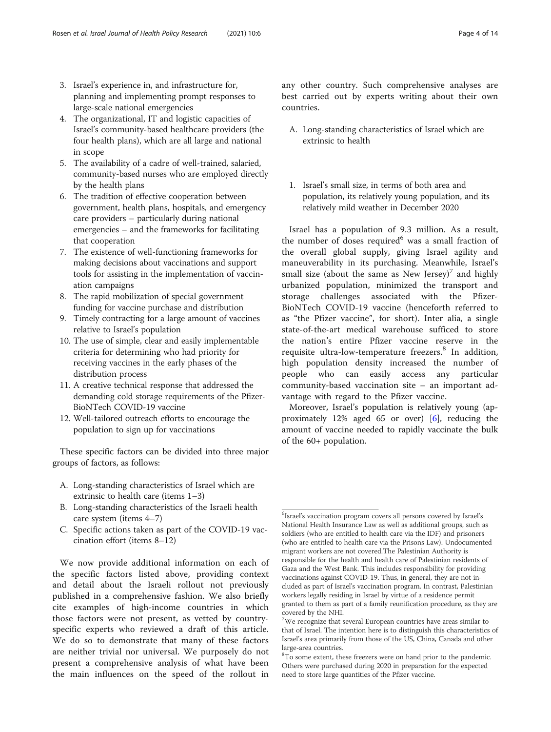3. Israel's experience in, and infrastructure for, planning and implementing prompt responses to large-scale national emergencies
4. The organizational, IT and logistic capacities of Israel's community-based healthcare providers (the four health plans), which are all large and national in scope
5. The availability of a cadre of well-trained, salaried, community-based nurses who are employed directly by the health plans
6. The tradition of effective cooperation between government, health plans, hospitals, and emergency care providers – particularly during national emergencies – and the frameworks for facilitating that cooperation
7. The existence of well-functioning frameworks for making decisions about vaccinations and support tools for assisting in the implementation of vaccination campaigns
8. The rapid mobilization of special government funding for vaccine purchase and distribution
9. Timely contracting for a large amount of vaccines relative to Israel's population
10. The use of simple, clear and easily implementable criteria for determining who had priority for receiving vaccines in the early phases of the distribution process
11. A creative technical response that addressed the demanding cold storage requirements of the Pfizer-BioNTech COVID-19 vaccine
12. Well-tailored outreach efforts to encourage the population to sign up for vaccinations

These specific factors can be divided into three major groups of factors, as follows:

A. Long-standing characteristics of Israel which are extrinsic to health care (items 1–3)
B. Long-standing characteristics of the Israeli health care system (items 4–7)
C. Specific actions taken as part of the COVID-19 vaccination effort (items 8–12)

We now provide additional information on each of the specific factors listed above, providing context and detail about the Israeli rollout not previously published in a comprehensive fashion. We also briefly cite examples of high-income countries in which those factors were not present, as vetted by country-specific experts who reviewed a draft of this article. We do so to demonstrate that many of these factors are neither trivial nor universal. We purposely do not present a comprehensive analysis of what have been the main influences on the speed of the rollout in any other country. Such comprehensive analyses are best carried out by experts writing about their own countries.

A. Long-standing characteristics of Israel which are extrinsic to health

1. Israel's small size, in terms of both area and population, its relatively young population, and its relatively mild weather in December 2020

Israel has a population of 9.3 million. As a result, the number of doses required[6] was a small fraction of the overall global supply, giving Israel agility and maneuverability in its purchasing. Meanwhile, Israel's small size (about the same as New Jersey)[7] and highly urbanized population, minimized the transport and storage challenges associated with the Pfizer-BioNTech COVID-19 vaccine (henceforth referred to as "the Pfizer vaccine", for short). Inter alia, a single state-of-the-art medical warehouse sufficed to store the nation's entire Pfizer vaccine reserve in the requisite ultra-low-temperature freezers.[8] In addition, high population density increased the number of people who can easily access any particular community-based vaccination site – an important advantage with regard to the Pfizer vaccine.

Moreover, Israel's population is relatively young (approximately 12% aged 65 or over) [6], reducing the amount of vaccine needed to rapidly vaccinate the bulk of the 60+ population.

[6]Israel's vaccination program covers all persons covered by Israel's National Health Insurance Law as well as additional groups, such as soldiers (who are entitled to health care via the IDF) and prisoners (who are entitled to health care via the Prisons Law). Undocumented migrant workers are not covered.The Palestinian Authority is responsible for the health and health care of Palestinian residents of Gaza and the West Bank. This includes responsibility for providing vaccinations against COVID-19. Thus, in general, they are not included as part of Israel's vaccination program. In contrast, Palestinian workers legally residing in Israel by virtue of a residence permit granted to them as part of a family reunification procedure, as they are covered by the NHI.

[7]We recognize that several European countries have areas similar to that of Israel. The intention here is to distinguish this characteristics of Israel's area primarily from those of the US, China, Canada and other large-area countries.

[8]To some extent, these freezers were on hand prior to the pandemic. Others were purchased during 2020 in preparation for the expected need to store large quantities of the Pfizer vaccine.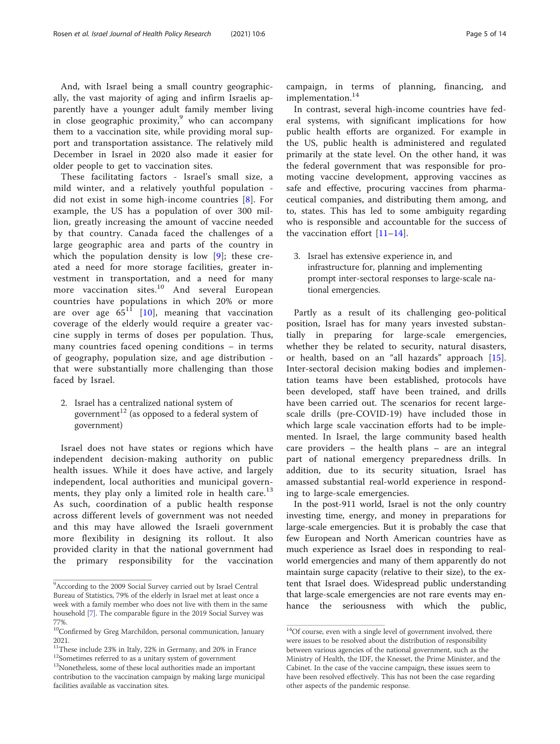And, with Israel being a small country geographically, the vast majority of aging and infirm Israelis apparently have a younger adult family member living in close geographic proximity,[9] who can accompany them to a vaccination site, while providing moral support and transportation assistance. The relatively mild December in Israel in 2020 also made it easier for older people to get to vaccination sites.

These facilitating factors - Israel's small size, a mild winter, and a relatively youthful population - did not exist in some high-income countries [8]. For example, the US has a population of over 300 million, greatly increasing the amount of vaccine needed by that country. Canada faced the challenges of a large geographic area and parts of the country in which the population density is low [9]; these created a need for more storage facilities, greater investment in transportation, and a need for many more vaccination sites.[10] And several European countries have populations in which 20% or more are over age 65[11] [10], meaning that vaccination coverage of the elderly would require a greater vaccine supply in terms of doses per population. Thus, many countries faced opening conditions – in terms of geography, population size, and age distribution - that were substantially more challenging than those faced by Israel.

2. Israel has a centralized national system of government[12] (as opposed to a federal system of government)

Israel does not have states or regions which have independent decision-making authority on public health issues. While it does have active, and largely independent, local authorities and municipal governments, they play only a limited role in health care.[13] As such, coordination of a public health response across different levels of government was not needed and this may have allowed the Israeli government more flexibility in designing its rollout. It also provided clarity in that the national government had the primary responsibility for the vaccination campaign, in terms of planning, financing, and implementation.[14]

In contrast, several high-income countries have federal systems, with significant implications for how public health efforts are organized. For example in the US, public health is administered and regulated primarily at the state level. On the other hand, it was the federal government that was responsible for promoting vaccine development, approving vaccines as safe and effective, procuring vaccines from pharmaceutical companies, and distributing them among, and to, states. This has led to some ambiguity regarding who is responsible and accountable for the success of the vaccination effort [11–14].

3. Israel has extensive experience in, and infrastructure for, planning and implementing prompt inter-sectoral responses to large-scale national emergencies.

Partly as a result of its challenging geo-political position, Israel has for many years invested substantially in preparing for large-scale emergencies, whether they be related to security, natural disasters, or health, based on an "all hazards" approach [15]. Inter-sectoral decision making bodies and implementation teams have been established, protocols have been developed, staff have been trained, and drills have been carried out. The scenarios for recent large-scale drills (pre-COVID-19) have included those in which large scale vaccination efforts had to be implemented. In Israel, the large community based health care providers – the health plans – are an integral part of national emergency preparedness drills. In addition, due to its security situation, Israel has amassed substantial real-world experience in responding to large-scale emergencies.

In the post-911 world, Israel is not the only country investing time, energy, and money in preparations for large-scale emergencies. But it is probably the case that few European and North American countries have as much experience as Israel does in responding to real-world emergencies and many of them apparently do not maintain surge capacity (relative to their size), to the extent that Israel does. Widespread public understanding that large-scale emergencies are not rare events may enhance the seriousness with which the public,

---

[9] According to the 2009 Social Survey carried out by Israel Central Bureau of Statistics, 79% of the elderly in Israel met at least once a week with a family member who does not live with them in the same household [7]. The comparable figure in the 2019 Social Survey was 77%.

[10] Confirmed by Greg Marchildon, personal communication, January 2021.

[11] These include 23% in Italy, 22% in Germany, and 20% in France

[12] Sometimes referred to as a unitary system of government

[13] Nonetheless, some of these local authorities made an important contribution to the vaccination campaign by making large municipal facilities available as vaccination sites.

[14] Of course, even with a single level of government involved, there were issues to be resolved about the distribution of responsibility between various agencies of the national government, such as the Ministry of Health, the IDF, the Knesset, the Prime Minister, and the Cabinet. In the case of the vaccine campaign, these issues seem to have been resolved effectively. This has not been the case regarding other aspects of the pandemic response.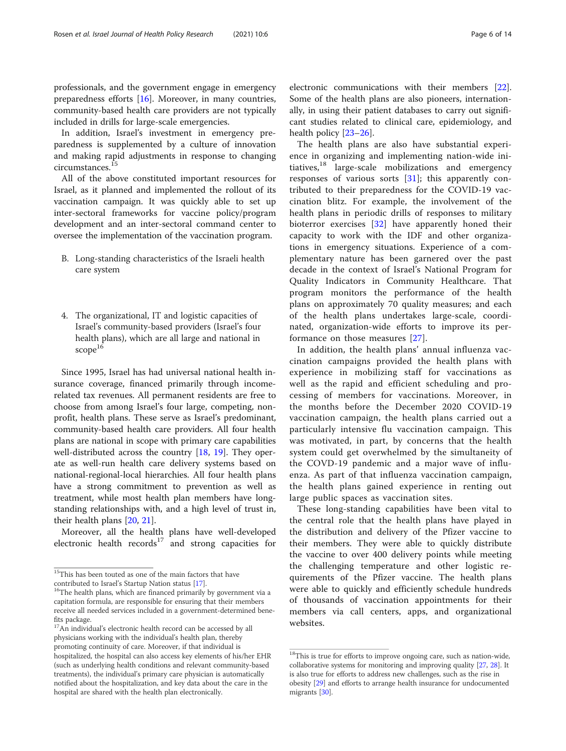professionals, and the government engage in emergency preparedness efforts [16]. Moreover, in many countries, community-based health care providers are not typically included in drills for large-scale emergencies.

In addition, Israel's investment in emergency preparedness is supplemented by a culture of innovation and making rapid adjustments in response to changing circumstances.[15]

All of the above constituted important resources for Israel, as it planned and implemented the rollout of its vaccination campaign. It was quickly able to set up inter-sectoral frameworks for vaccine policy/program development and an inter-sectoral command center to oversee the implementation of the vaccination program.

B. Long-standing characteristics of the Israeli health care system

4. The organizational, IT and logistic capacities of Israel's community-based providers (Israel's four health plans), which are all large and national in scope[16]

Since 1995, Israel has had universal national health insurance coverage, financed primarily through income-related tax revenues. All permanent residents are free to choose from among Israel's four large, competing, non-profit, health plans. These serve as Israel's predominant, community-based health care providers. All four health plans are national in scope with primary care capabilities well-distributed across the country [18, 19]. They operate as well-run health care delivery systems based on national-regional-local hierarchies. All four health plans have a strong commitment to prevention as well as treatment, while most health plan members have long-standing relationships with, and a high level of trust in, their health plans [20, 21].

Moreover, all the health plans have well-developed electronic health records[17] and strong capacities for electronic communications with their members [22]. Some of the health plans are also pioneers, internationally, in using their patient databases to carry out significant studies related to clinical care, epidemiology, and health policy [23–26].

The health plans are also have substantial experience in organizing and implementing nation-wide initiatives,[18] large-scale mobilizations and emergency responses of various sorts [31]; this apparently contributed to their preparedness for the COVID-19 vaccination blitz. For example, the involvement of the health plans in periodic drills of responses to military bioterror exercises [32] have apparently honed their capacity to work with the IDF and other organizations in emergency situations. Experience of a complementary nature has been garnered over the past decade in the context of Israel's National Program for Quality Indicators in Community Healthcare. That program monitors the performance of the health plans on approximately 70 quality measures; and each of the health plans undertakes large-scale, coordinated, organization-wide efforts to improve its performance on those measures [27].

In addition, the health plans' annual influenza vaccination campaigns provided the health plans with experience in mobilizing staff for vaccinations as well as the rapid and efficient scheduling and processing of members for vaccinations. Moreover, in the months before the December 2020 COVID-19 vaccination campaign, the health plans carried out a particularly intensive flu vaccination campaign. This was motivated, in part, by concerns that the health system could get overwhelmed by the simultaneity of the COVD-19 pandemic and a major wave of influenza. As part of that influenza vaccination campaign, the health plans gained experience in renting out large public spaces as vaccination sites.

These long-standing capabilities have been vital to the central role that the health plans have played in the distribution and delivery of the Pfizer vaccine to their members. They were able to quickly distribute the vaccine to over 400 delivery points while meeting the challenging temperature and other logistic requirements of the Pfizer vaccine. The health plans were able to quickly and efficiently schedule hundreds of thousands of vaccination appointments for their members via call centers, apps, and organizational websites.

---

[15] This has been touted as one of the main factors that have contributed to Israel's Startup Nation status [17].

[16] The health plans, which are financed primarily by government via a capitation formula, are responsible for ensuring that their members receive all needed services included in a government-determined benefits package.

[17] An individual's electronic health record can be accessed by all physicians working with the individual's health plan, thereby promoting continuity of care. Moreover, if that individual is hospitalized, the hospital can also access key elements of his/her EHR (such as underlying health conditions and relevant community-based treatments), the individual's primary care physician is automatically notified about the hospitalization, and key data about the care in the hospital are shared with the health plan electronically.

[18] This is true for efforts to improve ongoing care, such as nation-wide, collaborative systems for monitoring and improving quality [27, 28]. It is also true for efforts to address new challenges, such as the rise in obesity [29] and efforts to arrange health insurance for undocumented migrants [30].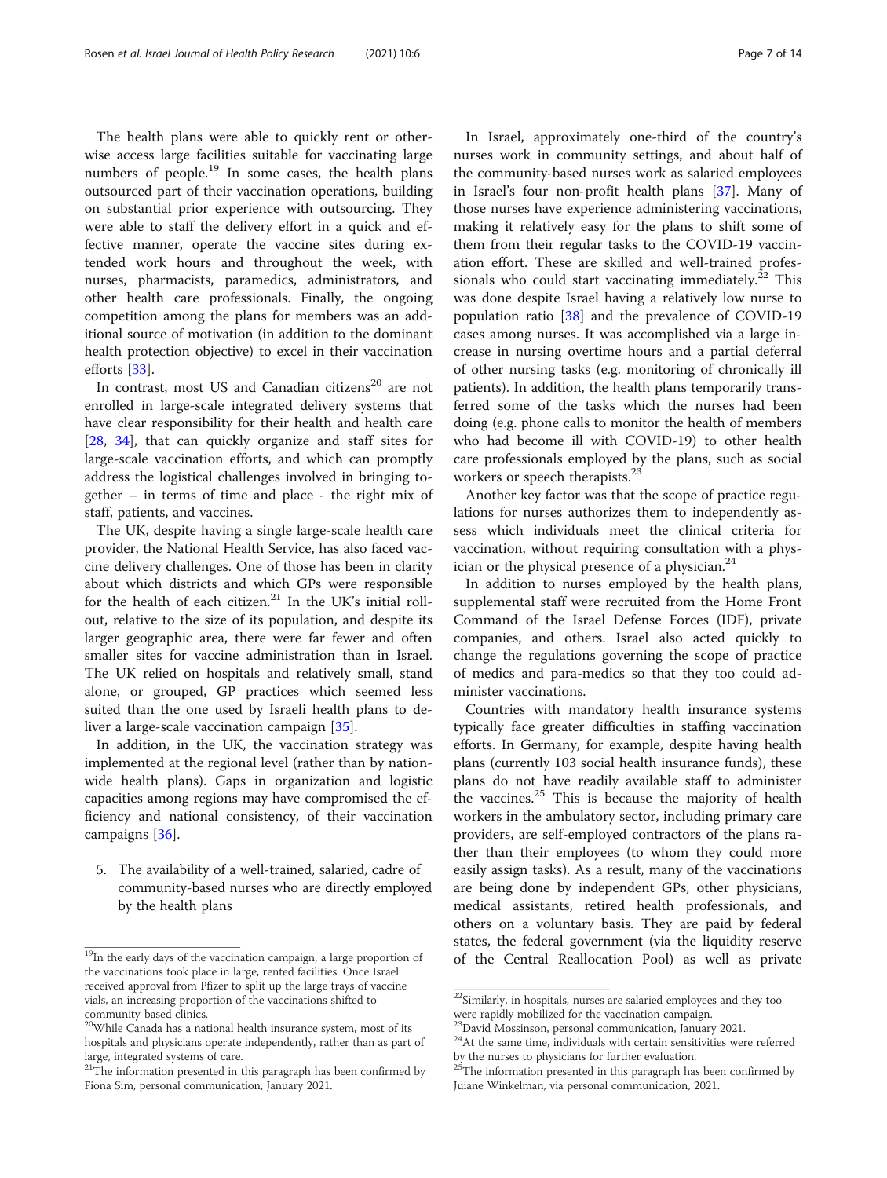The health plans were able to quickly rent or otherwise access large facilities suitable for vaccinating large numbers of people.[19] In some cases, the health plans outsourced part of their vaccination operations, building on substantial prior experience with outsourcing. They were able to staff the delivery effort in a quick and effective manner, operate the vaccine sites during extended work hours and throughout the week, with nurses, pharmacists, paramedics, administrators, and other health care professionals. Finally, the ongoing competition among the plans for members was an additional source of motivation (in addition to the dominant health protection objective) to excel in their vaccination efforts [33].

In contrast, most US and Canadian citizens[20] are not enrolled in large-scale integrated delivery systems that have clear responsibility for their health and health care [28, 34], that can quickly organize and staff sites for large-scale vaccination efforts, and which can promptly address the logistical challenges involved in bringing together – in terms of time and place - the right mix of staff, patients, and vaccines.

The UK, despite having a single large-scale health care provider, the National Health Service, has also faced vaccine delivery challenges. One of those has been in clarity about which districts and which GPs were responsible for the health of each citizen.[21] In the UK's initial rollout, relative to the size of its population, and despite its larger geographic area, there were far fewer and often smaller sites for vaccine administration than in Israel. The UK relied on hospitals and relatively small, stand alone, or grouped, GP practices which seemed less suited than the one used by Israeli health plans to deliver a large-scale vaccination campaign [35].

In addition, in the UK, the vaccination strategy was implemented at the regional level (rather than by nationwide health plans). Gaps in organization and logistic capacities among regions may have compromised the efficiency and national consistency, of their vaccination campaigns [36].

5. The availability of a well-trained, salaried, cadre of community-based nurses who are directly employed by the health plans

In Israel, approximately one-third of the country's nurses work in community settings, and about half of the community-based nurses work as salaried employees in Israel's four non-profit health plans [37]. Many of those nurses have experience administering vaccinations, making it relatively easy for the plans to shift some of them from their regular tasks to the COVID-19 vaccination effort. These are skilled and well-trained professionals who could start vaccinating immediately.[22] This was done despite Israel having a relatively low nurse to population ratio [38] and the prevalence of COVID-19 cases among nurses. It was accomplished via a large increase in nursing overtime hours and a partial deferral of other nursing tasks (e.g. monitoring of chronically ill patients). In addition, the health plans temporarily transferred some of the tasks which the nurses had been doing (e.g. phone calls to monitor the health of members who had become ill with COVID-19) to other health care professionals employed by the plans, such as social workers or speech therapists.[23]

Another key factor was that the scope of practice regulations for nurses authorizes them to independently assess which individuals meet the clinical criteria for vaccination, without requiring consultation with a physician or the physical presence of a physician.[24]

In addition to nurses employed by the health plans, supplemental staff were recruited from the Home Front Command of the Israel Defense Forces (IDF), private companies, and others. Israel also acted quickly to change the regulations governing the scope of practice of medics and para-medics so that they too could administer vaccinations.

Countries with mandatory health insurance systems typically face greater difficulties in staffing vaccination efforts. In Germany, for example, despite having health plans (currently 103 social health insurance funds), these plans do not have readily available staff to administer the vaccines.[25] This is because the majority of health workers in the ambulatory sector, including primary care providers, are self-employed contractors of the plans rather than their employees (to whom they could more easily assign tasks). As a result, many of the vaccinations are being done by independent GPs, other physicians, medical assistants, retired health professionals, and others on a voluntary basis. They are paid by federal states, the federal government (via the liquidity reserve of the Central Reallocation Pool) as well as private

[19] In the early days of the vaccination campaign, a large proportion of the vaccinations took place in large, rented facilities. Once Israel received approval from Pfizer to split up the large trays of vaccine vials, an increasing proportion of the vaccinations shifted to community-based clinics.

[20] While Canada has a national health insurance system, most of its hospitals and physicians operate independently, rather than as part of large, integrated systems of care.

[21] The information presented in this paragraph has been confirmed by Fiona Sim, personal communication, January 2021.

[22] Similarly, in hospitals, nurses are salaried employees and they too were rapidly mobilized for the vaccination campaign.

[23] David Mossinson, personal communication, January 2021.

[24] At the same time, individuals with certain sensitivities were referred by the nurses to physicians for further evaluation.

[25] The information presented in this paragraph has been confirmed by Juiane Winkelman, via personal communication, 2021.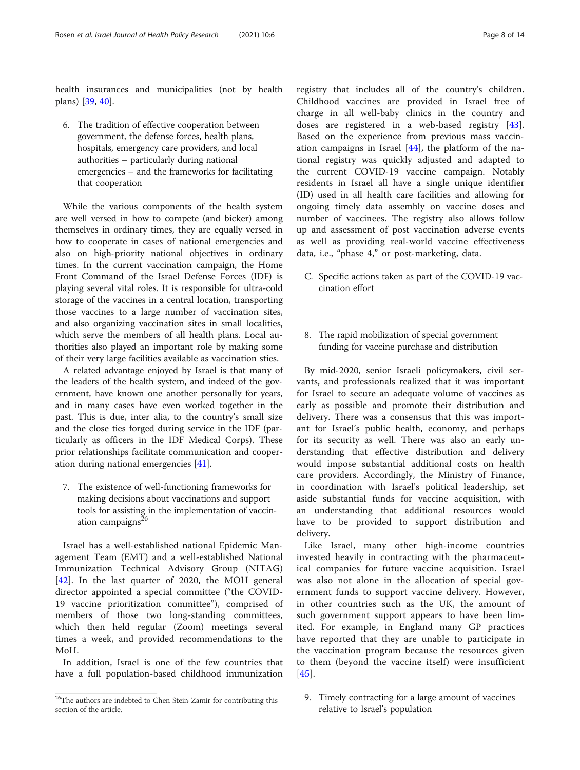health insurances and municipalities (not by health plans) [39, 40].

6. The tradition of effective cooperation between government, the defense forces, health plans, hospitals, emergency care providers, and local authorities – particularly during national emergencies – and the frameworks for facilitating that cooperation

While the various components of the health system are well versed in how to compete (and bicker) among themselves in ordinary times, they are equally versed in how to cooperate in cases of national emergencies and also on high-priority national objectives in ordinary times. In the current vaccination campaign, the Home Front Command of the Israel Defense Forces (IDF) is playing several vital roles. It is responsible for ultra-cold storage of the vaccines in a central location, transporting those vaccines to a large number of vaccination sites, and also organizing vaccination sites in small localities, which serve the members of all health plans. Local authorities also played an important role by making some of their very large facilities available as vaccination sties.

A related advantage enjoyed by Israel is that many of the leaders of the health system, and indeed of the government, have known one another personally for years, and in many cases have even worked together in the past. This is due, inter alia, to the country's small size and the close ties forged during service in the IDF (particularly as officers in the IDF Medical Corps). These prior relationships facilitate communication and cooperation during national emergencies [41].

7. The existence of well-functioning frameworks for making decisions about vaccinations and support tools for assisting in the implementation of vaccination campaigns[26]

Israel has a well-established national Epidemic Management Team (EMT) and a well-established National Immunization Technical Advisory Group (NITAG) [42]. In the last quarter of 2020, the MOH general director appointed a special committee ("the COVID-19 vaccine prioritization committee"), comprised of members of those two long-standing committees, which then held regular (Zoom) meetings several times a week, and provided recommendations to the MoH.

In addition, Israel is one of the few countries that have a full population-based childhood immunization registry that includes all of the country's children. Childhood vaccines are provided in Israel free of charge in all well-baby clinics in the country and doses are registered in a web-based registry [43]. Based on the experience from previous mass vaccination campaigns in Israel [44], the platform of the national registry was quickly adjusted and adapted to the current COVID-19 vaccine campaign. Notably residents in Israel all have a single unique identifier (ID) used in all health care facilities and allowing for ongoing timely data assembly on vaccine doses and number of vaccinees. The registry also allows follow up and assessment of post vaccination adverse events as well as providing real-world vaccine effectiveness data, i.e., "phase 4," or post-marketing, data.

C. Specific actions taken as part of the COVID-19 vaccination effort

8. The rapid mobilization of special government funding for vaccine purchase and distribution

By mid-2020, senior Israeli policymakers, civil servants, and professionals realized that it was important for Israel to secure an adequate volume of vaccines as early as possible and promote their distribution and delivery. There was a consensus that this was important for Israel's public health, economy, and perhaps for its security as well. There was also an early understanding that effective distribution and delivery would impose substantial additional costs on health care providers. Accordingly, the Ministry of Finance, in coordination with Israel's political leadership, set aside substantial funds for vaccine acquisition, with an understanding that additional resources would have to be provided to support distribution and delivery.

Like Israel, many other high-income countries invested heavily in contracting with the pharmaceutical companies for future vaccine acquisition. Israel was also not alone in the allocation of special government funds to support vaccine delivery. However, in other countries such as the UK, the amount of such government support appears to have been limited. For example, in England many GP practices have reported that they are unable to participate in the vaccination program because the resources given to them (beyond the vaccine itself) were insufficient [45].

9. Timely contracting for a large amount of vaccines relative to Israel's population

[26] The authors are indebted to Chen Stein-Zamir for contributing this section of the article.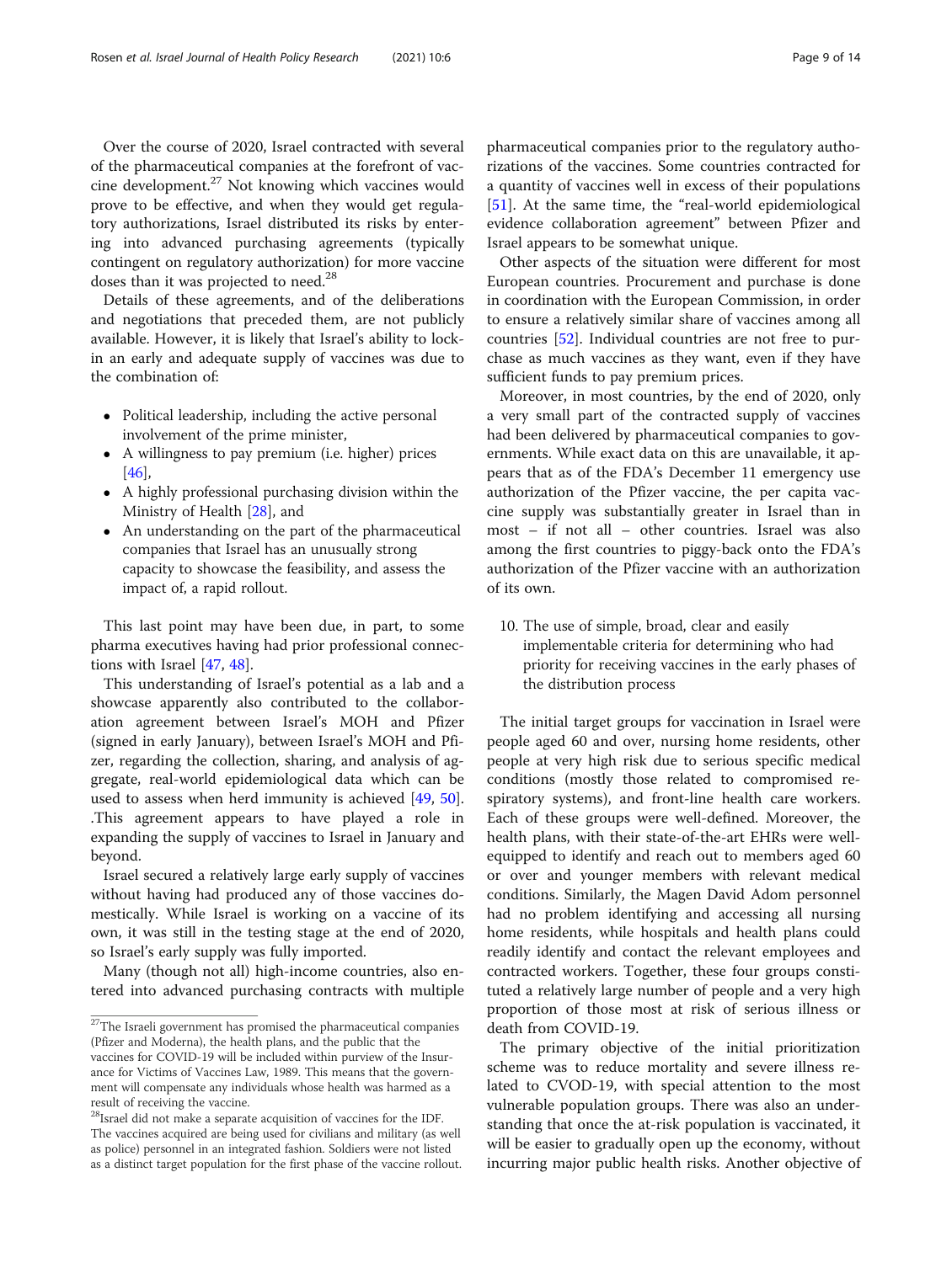Over the course of 2020, Israel contracted with several of the pharmaceutical companies at the forefront of vaccine development.[27] Not knowing which vaccines would prove to be effective, and when they would get regulatory authorizations, Israel distributed its risks by entering into advanced purchasing agreements (typically contingent on regulatory authorization) for more vaccine doses than it was projected to need.[28]

Details of these agreements, and of the deliberations and negotiations that preceded them, are not publicly available. However, it is likely that Israel's ability to lock-in an early and adequate supply of vaccines was due to the combination of:

- Political leadership, including the active personal involvement of the prime minister,
- A willingness to pay premium (i.e. higher) prices [46],
- A highly professional purchasing division within the Ministry of Health [28], and
- An understanding on the part of the pharmaceutical companies that Israel has an unusually strong capacity to showcase the feasibility, and assess the impact of, a rapid rollout.

This last point may have been due, in part, to some pharma executives having had prior professional connections with Israel [47, 48].

This understanding of Israel's potential as a lab and a showcase apparently also contributed to the collaboration agreement between Israel's MOH and Pfizer (signed in early January), between Israel's MOH and Pfizer, regarding the collection, sharing, and analysis of aggregate, real-world epidemiological data which can be used to assess when herd immunity is achieved [49, 50]. .This agreement appears to have played a role in expanding the supply of vaccines to Israel in January and beyond.

Israel secured a relatively large early supply of vaccines without having had produced any of those vaccines domestically. While Israel is working on a vaccine of its own, it was still in the testing stage at the end of 2020, so Israel's early supply was fully imported.

Many (though not all) high-income countries, also entered into advanced purchasing contracts with multiple pharmaceutical companies prior to the regulatory authorizations of the vaccines. Some countries contracted for a quantity of vaccines well in excess of their populations [51]. At the same time, the "real-world epidemiological evidence collaboration agreement" between Pfizer and Israel appears to be somewhat unique.

Other aspects of the situation were different for most European countries. Procurement and purchase is done in coordination with the European Commission, in order to ensure a relatively similar share of vaccines among all countries [52]. Individual countries are not free to purchase as much vaccines as they want, even if they have sufficient funds to pay premium prices.

Moreover, in most countries, by the end of 2020, only a very small part of the contracted supply of vaccines had been delivered by pharmaceutical companies to governments. While exact data on this are unavailable, it appears that as of the FDA's December 11 emergency use authorization of the Pfizer vaccine, the per capita vaccine supply was substantially greater in Israel than in most – if not all – other countries. Israel was also among the first countries to piggy-back onto the FDA's authorization of the Pfizer vaccine with an authorization of its own.

10. The use of simple, broad, clear and easily implementable criteria for determining who had priority for receiving vaccines in the early phases of the distribution process

The initial target groups for vaccination in Israel were people aged 60 and over, nursing home residents, other people at very high risk due to serious specific medical conditions (mostly those related to compromised respiratory systems), and front-line health care workers. Each of these groups were well-defined. Moreover, the health plans, with their state-of-the-art EHRs were well-equipped to identify and reach out to members aged 60 or over and younger members with relevant medical conditions. Similarly, the Magen David Adom personnel had no problem identifying and accessing all nursing home residents, while hospitals and health plans could readily identify and contact the relevant employees and contracted workers. Together, these four groups constituted a relatively large number of people and a very high proportion of those most at risk of serious illness or death from COVID-19.

The primary objective of the initial prioritization scheme was to reduce mortality and severe illness related to CVOD-19, with special attention to the most vulnerable population groups. There was also an understanding that once the at-risk population is vaccinated, it will be easier to gradually open up the economy, without incurring major public health risks. Another objective of

[27] The Israeli government has promised the pharmaceutical companies (Pfizer and Moderna), the health plans, and the public that the vaccines for COVID-19 will be included within purview of the Insurance for Victims of Vaccines Law, 1989. This means that the government will compensate any individuals whose health was harmed as a result of receiving the vaccine.

[28] Israel did not make a separate acquisition of vaccines for the IDF. The vaccines acquired are being used for civilians and military (as well as police) personnel in an integrated fashion. Soldiers were not listed as a distinct target population for the first phase of the vaccine rollout.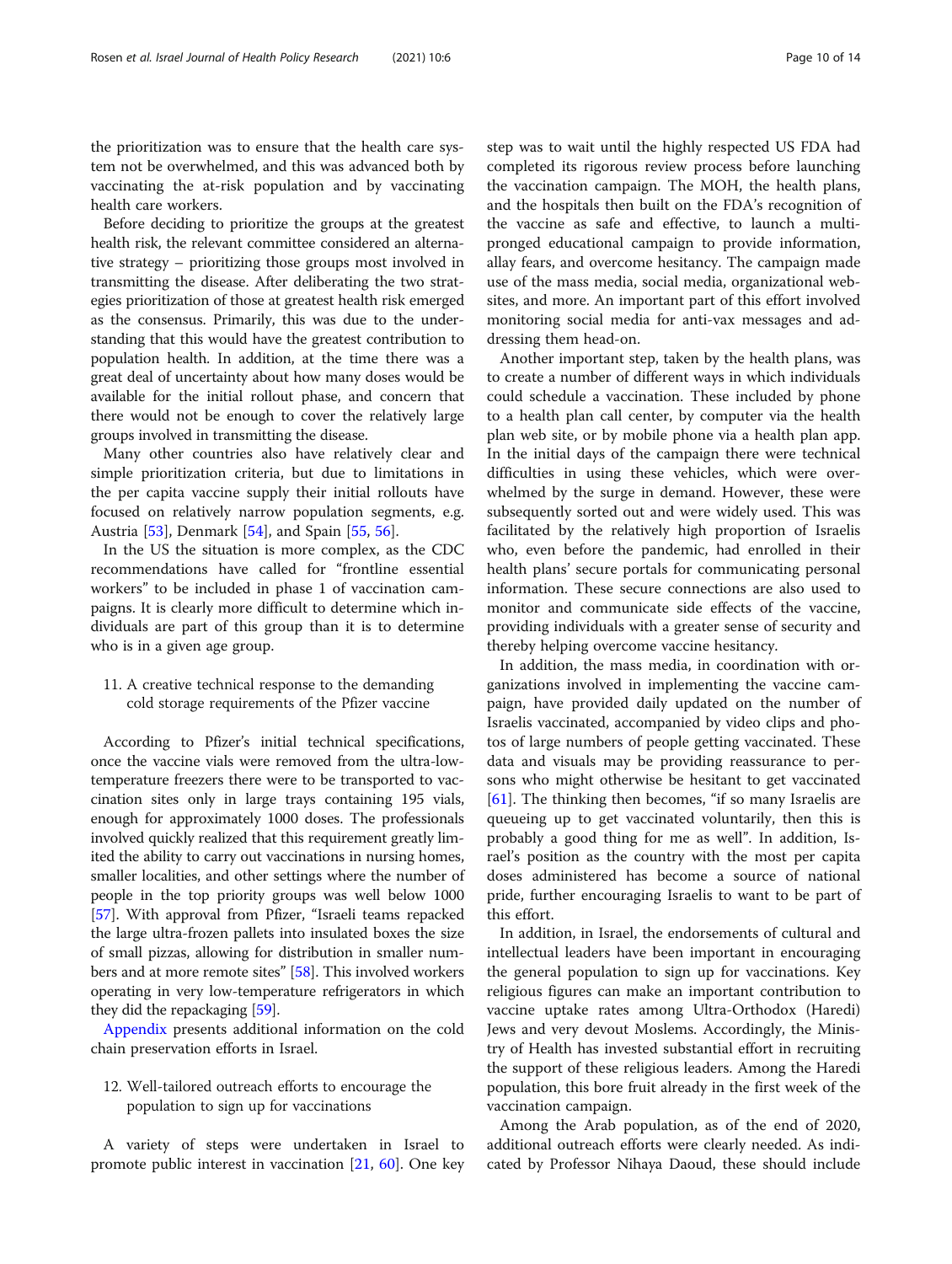the prioritization was to ensure that the health care system not be overwhelmed, and this was advanced both by vaccinating the at-risk population and by vaccinating health care workers.

Before deciding to prioritize the groups at the greatest health risk, the relevant committee considered an alternative strategy – prioritizing those groups most involved in transmitting the disease. After deliberating the two strategies prioritization of those at greatest health risk emerged as the consensus. Primarily, this was due to the understanding that this would have the greatest contribution to population health. In addition, at the time there was a great deal of uncertainty about how many doses would be available for the initial rollout phase, and concern that there would not be enough to cover the relatively large groups involved in transmitting the disease.

Many other countries also have relatively clear and simple prioritization criteria, but due to limitations in the per capita vaccine supply their initial rollouts have focused on relatively narrow population segments, e.g. Austria [53], Denmark [54], and Spain [55, 56].

In the US the situation is more complex, as the CDC recommendations have called for "frontline essential workers" to be included in phase 1 of vaccination campaigns. It is clearly more difficult to determine which individuals are part of this group than it is to determine who is in a given age group.

11. A creative technical response to the demanding cold storage requirements of the Pfizer vaccine

According to Pfizer's initial technical specifications, once the vaccine vials were removed from the ultra-low-temperature freezers there were to be transported to vaccination sites only in large trays containing 195 vials, enough for approximately 1000 doses. The professionals involved quickly realized that this requirement greatly limited the ability to carry out vaccinations in nursing homes, smaller localities, and other settings where the number of people in the top priority groups was well below 1000 [57]. With approval from Pfizer, "Israeli teams repacked the large ultra-frozen pallets into insulated boxes the size of small pizzas, allowing for distribution in smaller numbers and at more remote sites" [58]. This involved workers operating in very low-temperature refrigerators in which they did the repackaging [59].

Appendix presents additional information on the cold chain preservation efforts in Israel.

12. Well-tailored outreach efforts to encourage the population to sign up for vaccinations

A variety of steps were undertaken in Israel to promote public interest in vaccination [21, 60]. One key step was to wait until the highly respected US FDA had completed its rigorous review process before launching the vaccination campaign. The MOH, the health plans, and the hospitals then built on the FDA's recognition of the vaccine as safe and effective, to launch a multi-pronged educational campaign to provide information, allay fears, and overcome hesitancy. The campaign made use of the mass media, social media, organizational websites, and more. An important part of this effort involved monitoring social media for anti-vax messages and addressing them head-on.

Another important step, taken by the health plans, was to create a number of different ways in which individuals could schedule a vaccination. These included by phone to a health plan call center, by computer via the health plan web site, or by mobile phone via a health plan app. In the initial days of the campaign there were technical difficulties in using these vehicles, which were overwhelmed by the surge in demand. However, these were subsequently sorted out and were widely used. This was facilitated by the relatively high proportion of Israelis who, even before the pandemic, had enrolled in their health plans' secure portals for communicating personal information. These secure connections are also used to monitor and communicate side effects of the vaccine, providing individuals with a greater sense of security and thereby helping overcome vaccine hesitancy.

In addition, the mass media, in coordination with organizations involved in implementing the vaccine campaign, have provided daily updated on the number of Israelis vaccinated, accompanied by video clips and photos of large numbers of people getting vaccinated. These data and visuals may be providing reassurance to persons who might otherwise be hesitant to get vaccinated [61]. The thinking then becomes, "if so many Israelis are queueing up to get vaccinated voluntarily, then this is probably a good thing for me as well". In addition, Israel's position as the country with the most per capita doses administered has become a source of national pride, further encouraging Israelis to want to be part of this effort.

In addition, in Israel, the endorsements of cultural and intellectual leaders have been important in encouraging the general population to sign up for vaccinations. Key religious figures can make an important contribution to vaccine uptake rates among Ultra-Orthodox (Haredi) Jews and very devout Moslems. Accordingly, the Ministry of Health has invested substantial effort in recruiting the support of these religious leaders. Among the Haredi population, this bore fruit already in the first week of the vaccination campaign.

Among the Arab population, as of the end of 2020, additional outreach efforts were clearly needed. As indicated by Professor Nihaya Daoud, these should include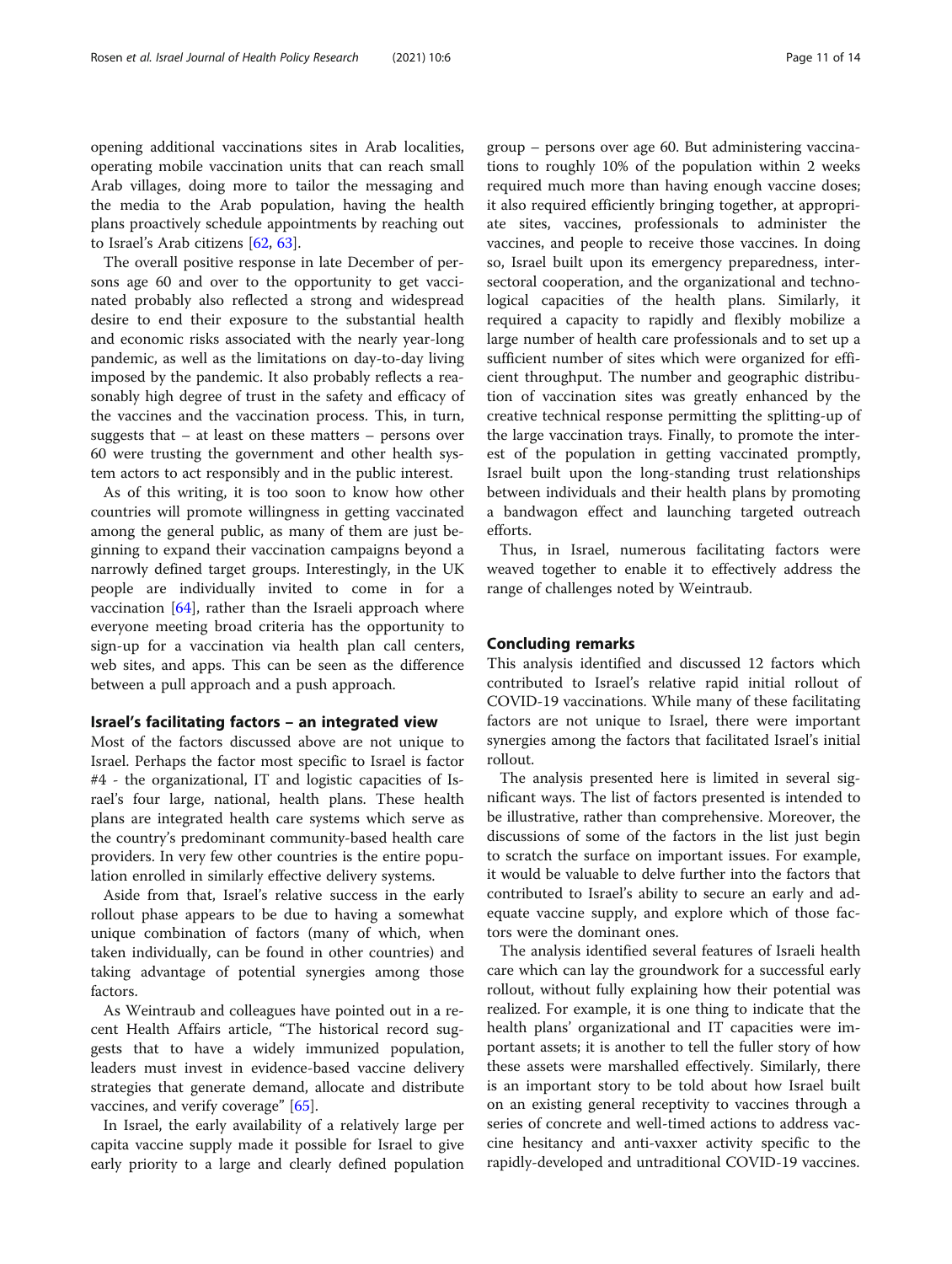opening additional vaccinations sites in Arab localities, operating mobile vaccination units that can reach small Arab villages, doing more to tailor the messaging and the media to the Arab population, having the health plans proactively schedule appointments by reaching out to Israel's Arab citizens [62, 63].

The overall positive response in late December of persons age 60 and over to the opportunity to get vaccinated probably also reflected a strong and widespread desire to end their exposure to the substantial health and economic risks associated with the nearly year-long pandemic, as well as the limitations on day-to-day living imposed by the pandemic. It also probably reflects a reasonably high degree of trust in the safety and efficacy of the vaccines and the vaccination process. This, in turn, suggests that – at least on these matters – persons over 60 were trusting the government and other health system actors to act responsibly and in the public interest.

As of this writing, it is too soon to know how other countries will promote willingness in getting vaccinated among the general public, as many of them are just beginning to expand their vaccination campaigns beyond a narrowly defined target groups. Interestingly, in the UK people are individually invited to come in for a vaccination [64], rather than the Israeli approach where everyone meeting broad criteria has the opportunity to sign-up for a vaccination via health plan call centers, web sites, and apps. This can be seen as the difference between a pull approach and a push approach.

## Israel's facilitating factors – an integrated view

Most of the factors discussed above are not unique to Israel. Perhaps the factor most specific to Israel is factor #4 - the organizational, IT and logistic capacities of Israel's four large, national, health plans. These health plans are integrated health care systems which serve as the country's predominant community-based health care providers. In very few other countries is the entire population enrolled in similarly effective delivery systems.

Aside from that, Israel's relative success in the early rollout phase appears to be due to having a somewhat unique combination of factors (many of which, when taken individually, can be found in other countries) and taking advantage of potential synergies among those factors.

As Weintraub and colleagues have pointed out in a recent Health Affairs article, "The historical record suggests that to have a widely immunized population, leaders must invest in evidence-based vaccine delivery strategies that generate demand, allocate and distribute vaccines, and verify coverage" [65].

In Israel, the early availability of a relatively large per capita vaccine supply made it possible for Israel to give early priority to a large and clearly defined population group – persons over age 60. But administering vaccinations to roughly 10% of the population within 2 weeks required much more than having enough vaccine doses; it also required efficiently bringing together, at appropriate sites, vaccines, professionals to administer the vaccines, and people to receive those vaccines. In doing so, Israel built upon its emergency preparedness, intersectoral cooperation, and the organizational and technological capacities of the health plans. Similarly, it required a capacity to rapidly and flexibly mobilize a large number of health care professionals and to set up a sufficient number of sites which were organized for efficient throughput. The number and geographic distribution of vaccination sites was greatly enhanced by the creative technical response permitting the splitting-up of the large vaccination trays. Finally, to promote the interest of the population in getting vaccinated promptly, Israel built upon the long-standing trust relationships between individuals and their health plans by promoting a bandwagon effect and launching targeted outreach efforts.

Thus, in Israel, numerous facilitating factors were weaved together to enable it to effectively address the range of challenges noted by Weintraub.

## Concluding remarks

This analysis identified and discussed 12 factors which contributed to Israel's relative rapid initial rollout of COVID-19 vaccinations. While many of these facilitating factors are not unique to Israel, there were important synergies among the factors that facilitated Israel's initial rollout.

The analysis presented here is limited in several significant ways. The list of factors presented is intended to be illustrative, rather than comprehensive. Moreover, the discussions of some of the factors in the list just begin to scratch the surface on important issues. For example, it would be valuable to delve further into the factors that contributed to Israel's ability to secure an early and adequate vaccine supply, and explore which of those factors were the dominant ones.

The analysis identified several features of Israeli health care which can lay the groundwork for a successful early rollout, without fully explaining how their potential was realized. For example, it is one thing to indicate that the health plans' organizational and IT capacities were important assets; it is another to tell the fuller story of how these assets were marshalled effectively. Similarly, there is an important story to be told about how Israel built on an existing general receptivity to vaccines through a series of concrete and well-timed actions to address vaccine hesitancy and anti-vaxxer activity specific to the rapidly-developed and untraditional COVID-19 vaccines.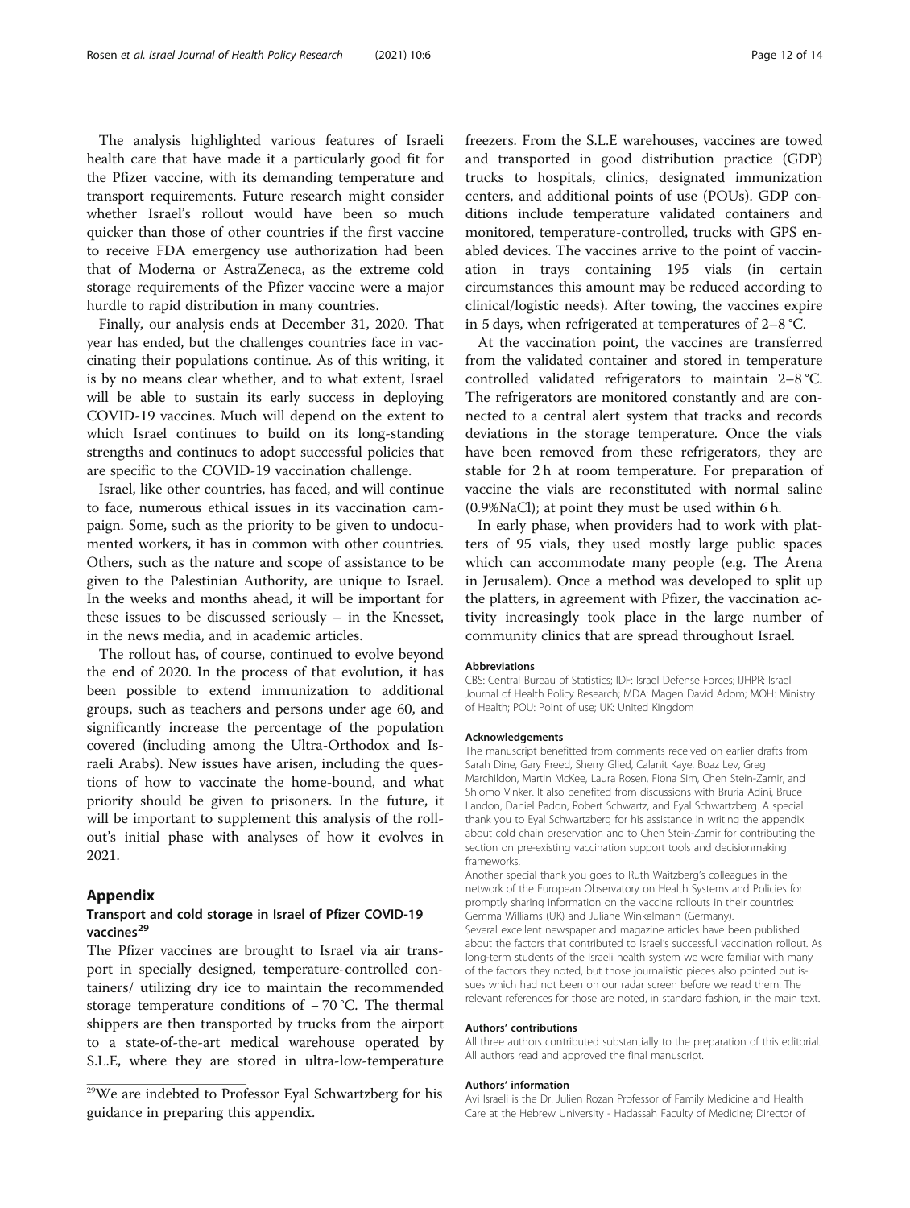The analysis highlighted various features of Israeli health care that have made it a particularly good fit for the Pfizer vaccine, with its demanding temperature and transport requirements. Future research might consider whether Israel's rollout would have been so much quicker than those of other countries if the first vaccine to receive FDA emergency use authorization had been that of Moderna or AstraZeneca, as the extreme cold storage requirements of the Pfizer vaccine were a major hurdle to rapid distribution in many countries.

Finally, our analysis ends at December 31, 2020. That year has ended, but the challenges countries face in vaccinating their populations continue. As of this writing, it is by no means clear whether, and to what extent, Israel will be able to sustain its early success in deploying COVID-19 vaccines. Much will depend on the extent to which Israel continues to build on its long-standing strengths and continues to adopt successful policies that are specific to the COVID-19 vaccination challenge.

Israel, like other countries, has faced, and will continue to face, numerous ethical issues in its vaccination campaign. Some, such as the priority to be given to undocumented workers, it has in common with other countries. Others, such as the nature and scope of assistance to be given to the Palestinian Authority, are unique to Israel. In the weeks and months ahead, it will be important for these issues to be discussed seriously – in the Knesset, in the news media, and in academic articles.

The rollout has, of course, continued to evolve beyond the end of 2020. In the process of that evolution, it has been possible to extend immunization to additional groups, such as teachers and persons under age 60, and significantly increase the percentage of the population covered (including among the Ultra-Orthodox and Israeli Arabs). New issues have arisen, including the questions of how to vaccinate the home-bound, and what priority should be given to prisoners. In the future, it will be important to supplement this analysis of the rollout's initial phase with analyses of how it evolves in 2021.

## Appendix

### Transport and cold storage in Israel of Pfizer COVID-19 vaccines[29]

The Pfizer vaccines are brought to Israel via air transport in specially designed, temperature-controlled containers/ utilizing dry ice to maintain the recommended storage temperature conditions of − 70 °C. The thermal shippers are then transported by trucks from the airport to a state-of-the-art medical warehouse operated by S.L.E, where they are stored in ultra-low-temperature freezers. From the S.L.E warehouses, vaccines are towed and transported in good distribution practice (GDP) trucks to hospitals, clinics, designated immunization centers, and additional points of use (POUs). GDP conditions include temperature validated containers and monitored, temperature-controlled, trucks with GPS enabled devices. The vaccines arrive to the point of vaccination in trays containing 195 vials (in certain circumstances this amount may be reduced according to clinical/logistic needs). After towing, the vaccines expire in 5 days, when refrigerated at temperatures of 2–8 °C.

At the vaccination point, the vaccines are transferred from the validated container and stored in temperature controlled validated refrigerators to maintain 2–8 °C. The refrigerators are monitored constantly and are connected to a central alert system that tracks and records deviations in the storage temperature. Once the vials have been removed from these refrigerators, they are stable for 2 h at room temperature. For preparation of vaccine the vials are reconstituted with normal saline (0.9%NaCl); at point they must be used within 6 h.

In early phase, when providers had to work with platters of 95 vials, they used mostly large public spaces which can accommodate many people (e.g. The Arena in Jerusalem). Once a method was developed to split up the platters, in agreement with Pfizer, the vaccination activity increasingly took place in the large number of community clinics that are spread throughout Israel.

[29]We are indebted to Professor Eyal Schwartzberg for his guidance in preparing this appendix.

#### Abbreviations

CBS: Central Bureau of Statistics; IDF: Israel Defense Forces; IJHPR: Israel Journal of Health Policy Research; MDA: Magen David Adom; MOH: Ministry of Health; POU: Point of use; UK: United Kingdom

#### Acknowledgements

The manuscript benefitted from comments received on earlier drafts from Sarah Dine, Gary Freed, Sherry Glied, Calanit Kaye, Boaz Lev, Greg Marchildon, Martin McKee, Laura Rosen, Fiona Sim, Chen Stein-Zamir, and Shlomo Vinker. It also benefited from discussions with Bruria Adini, Bruce Landon, Daniel Padon, Robert Schwartz, and Eyal Schwartzberg. A special thank you to Eyal Schwartzberg for his assistance in writing the appendix about cold chain preservation and to Chen Stein-Zamir for contributing the section on pre-existing vaccination support tools and decisionmaking frameworks.

Another special thank you goes to Ruth Waitzberg's colleagues in the network of the European Observatory on Health Systems and Policies for promptly sharing information on the vaccine rollouts in their countries: Gemma Williams (UK) and Juliane Winkelmann (Germany).

Several excellent newspaper and magazine articles have been published about the factors that contributed to Israel's successful vaccination rollout. As long-term students of the Israeli health system we were familiar with many of the factors they noted, but those journalistic pieces also pointed out issues which had not been on our radar screen before we read them. The relevant references for those are noted, in standard fashion, in the main text.

#### Authors' contributions

All three authors contributed substantially to the preparation of this editorial. All authors read and approved the final manuscript.

#### Authors' information

Avi Israeli is the Dr. Julien Rozan Professor of Family Medicine and Health Care at the Hebrew University - Hadassah Faculty of Medicine; Director of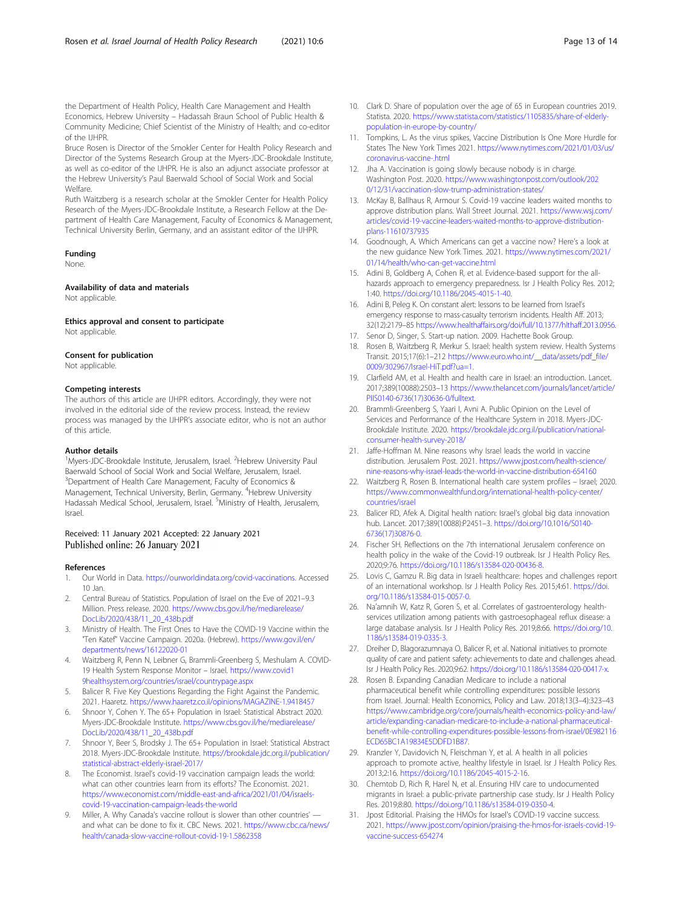the Department of Health Policy, Health Care Management and Health Economics, Hebrew University – Hadassah Braun School of Public Health & Community Medicine; Chief Scientist of the Ministry of Health; and co-editor of the IJHPR.

Bruce Rosen is Director of the Smokler Center for Health Policy Research and Director of the Systems Research Group at the Myers-JDC-Brookdale Institute, as well as co-editor of the IJHPR. He is also an adjunct associate professor at the Hebrew University's Paul Baerwald School of Social Work and Social Welfare.

Ruth Waitzberg is a research scholar at the Smokler Center for Health Policy Research of the Myers-JDC-Brookdale Institute, a Research Fellow at the Department of Health Care Management, Faculty of Economics & Management, Technical University Berlin, Germany, and an assistant editor of the IJHPR.

### Funding
None.

### Availability of data and materials
Not applicable.

### Ethics approval and consent to participate
Not applicable.

### Consent for publication
Not applicable.

### Competing interests
The authors of this article are IJHPR editors. Accordingly, they were not involved in the editorial side of the review process. Instead, the review process was managed by the IJHPR's associate editor, who is not an author of this article.

### Author details
[1]Myers-JDC-Brookdale Institute, Jerusalem, Israel. [2]Hebrew University Paul Baerwald School of Social Work and Social Welfare, Jerusalem, Israel. [3]Department of Health Care Management, Faculty of Economics & Management, Technical University, Berlin, Germany. [4]Hebrew University Hadassah Medical School, Jerusalem, Israel. [5]Ministry of Health, Jerusalem, Israel.

Received: 11 January 2021 Accepted: 22 January 2021
Published online: 26 January 2021

### References
1. Our World in Data. https://ourworldindata.org/covid-vaccinations. Accessed 10 Jan.
2. Central Bureau of Statistics. Population of Israel on the Eve of 2021–9.3 Million. Press release. 2020. https://www.cbs.gov.il/he/mediarelease/DocLib/2020/438/11_20_438b.pdf
3. Ministry of Health. The First Ones to Have the COVID-19 Vaccine within the "Ten Katef" Vaccine Campaign. 2020a. (Hebrew). https://www.gov.il/en/departments/news/16122020-01
4. Waitzberg R, Penn N, Leibner G, Brammli-Greenberg S, Meshulam A. COVID-19 Health System Response Monitor – Israel. https://www.covid19healthsystem.org/countries/israel/countrypage.aspx
5. Balicer R. Five Key Questions Regarding the Fight Against the Pandemic. 2021. Haaretz. https://www.haaretz.co.il/opinions/MAGAZINE-1.9418457
6. Shnoor Y, Cohen Y. The 65+ Population in Israel: Statistical Abstract 2020. Myers-JDC-Brookdale Institute. https://www.cbs.gov.il/he/mediarelease/DocLib/2020/438/11_20_438b.pdf
7. Shnoor Y, Beer S, Brodsky J. The 65+ Population in Israel: Statistical Abstract 2018. Myers-JDC-Brookdale Institute. https://brookdale.jdc.org.il/publication/statistical-abstract-elderly-israel-2017/
8. The Economist. Israel's covid-19 vaccination campaign leads the world: what can other countries learn from its efforts? The Economist. 2021. https://www.economist.com/middle-east-and-africa/2021/01/04/israels-covid-19-vaccination-campaign-leads-the-world
9. Miller, A. Why Canada's vaccine rollout is slower than other countries' — and what can be done to fix it. CBC News. 2021. https://www.cbc.ca/news/health/canada-slow-vaccine-rollout-covid-19-1.5862358
10. Clark D. Share of population over the age of 65 in European countries 2019. Statista. 2020. https://www.statista.com/statistics/1105835/share-of-elderly-population-in-europe-by-country/
11. Tompkins, L. As the virus spikes, Vaccine Distribution Is One More Hurdle for States The New York Times 2021. https://www.nytimes.com/2021/01/03/us/coronavirus-vaccine-.html
12. Jha A. Vaccination is going slowly because nobody is in charge. Washington Post. 2020. https://www.washingtonpost.com/outlook/2020/12/31/vaccination-slow-trump-administration-states/
13. McKay B, Ballhaus R, Armour S. Covid-19 vaccine leaders waited months to approve distribution plans. Wall Street Journal. 2021. https://www.wsj.com/articles/covid-19-vaccine-leaders-waited-months-to-approve-distribution-plans-11610737935
14. Goodnough, A. Which Americans can get a vaccine now? Here's a look at the new guidance New York Times. 2021. https://www.nytimes.com/2021/01/14/health/who-can-get-vaccine.html
15. Adini B, Goldberg A, Cohen R, et al. Evidence-based support for the all-hazards approach to emergency preparedness. Isr J Health Policy Res. 2012; 1:40. https://doi.org/10.1186/2045-4015-1-40.
16. Adini B, Peleg K. On constant alert: lessons to be learned from Israel's emergency response to mass-casualty terrorism incidents. Health Aff. 2013; 32(12):2179–85 https://www.healthaffairs.org/doi/full/10.1377/hlthaff.2013.0956.
17. Senor D, Singer, S. Start-up nation. 2009. Hachette Book Group.
18. Rosen B, Waitzberg R, Merkur S. Israel: health system review. Health Systems Transit. 2015;17(6):1–212 https://www.euro.who.int/__data/assets/pdf_file/0009/302967/Israel-HiT.pdf?ua=1.
19. Clarfield AM, et al. Health and health care in Israel: an introduction. Lancet. 2017;389(10088):2503–13 https://www.thelancet.com/journals/lancet/article/PIIS0140-6736(17)30636-0/fulltext.
20. Brammli-Greenberg S, Yaari I, Avni A. Public Opinion on the Level of Services and Performance of the Healthcare System in 2018. Myers-JDC-Brookdale Institute. 2020. https://brookdale.jdc.org.il/publication/national-consumer-health-survey-2018/
21. Jaffe-Hoffman M. Nine reasons why Israel leads the world in vaccine distribution. Jerusalem Post. 2021. https://www.jpost.com/health-science/nine-reasons-why-israel-leads-the-world-in-vaccine-distribution-654160
22. Waitzberg R, Rosen B. International health care system profiles – Israel; 2020. https://www.commonwealthfund.org/international-health-policy-center/countries/israel
23. Balicer RD, Afek A. Digital health nation: Israel's global big data innovation hub. Lancet. 2017;389(10088):P2451–3. https://doi.org/10.1016/S0140-6736(17)30876-0.
24. Fischer SH. Reflections on the 7th international Jerusalem conference on health policy in the wake of the Covid-19 outbreak. Isr J Health Policy Res. 2020;9:76. https://doi.org/10.1186/s13584-020-00436-8.
25. Lovis C, Gamzu R. Big data in Israeli healthcare: hopes and challenges report of an international workshop. Isr J Health Policy Res. 2015;4:61. https://doi.org/10.1186/s13584-015-0057-0.
26. Na'amnih W, Katz R, Goren S, et al. Correlates of gastroenterology health-services utilization among patients with gastroesophageal reflux disease: a large database analysis. Isr J Health Policy Res. 2019;8:66. https://doi.org/10.1186/s13584-019-0335-3.
27. Dreiher D, Blagorazumnaya O, Balicer R, et al. National initiatives to promote quality of care and patient safety: achievements to date and challenges ahead. Isr J Health Policy Res. 2020;9:62. https://doi.org/10.1186/s13584-020-00417-x.
28. Rosen B. Expanding Canadian Medicare to include a national pharmaceutical benefit while controlling expenditures: possible lessons from Israel. Journal: Health Economics, Policy and Law. 2018;13(3–4):323–43 https://www.cambridge.org/core/journals/health-economics-policy-and-law/article/expanding-canadian-medicare-to-include-a-national-pharmaceutical-benefit-while-controlling-expenditures-possible-lessons-from-israel/0E982116ECD65BC1A19834E5DDFD1B87.
29. Kranzler Y, Davidovich N, Fleischman Y, et al. A health in all policies approach to promote active, healthy lifestyle in Israel. Isr J Health Policy Res. 2013;2:16. https://doi.org/10.1186/2045-4015-2-16.
30. Chemtob D, Rich R, Harel N, et al. Ensuring HIV care to undocumented migrants in Israel: a public-private partnership case study. Isr J Health Policy Res. 2019;8:80. https://doi.org/10.1186/s13584-019-0350-4.
31. Jpost Editorial. Praising the HMOs for Israel's COVID-19 vaccine success. 2021. https://www.jpost.com/opinion/praising-the-hmos-for-israels-covid-19-vaccine-success-654274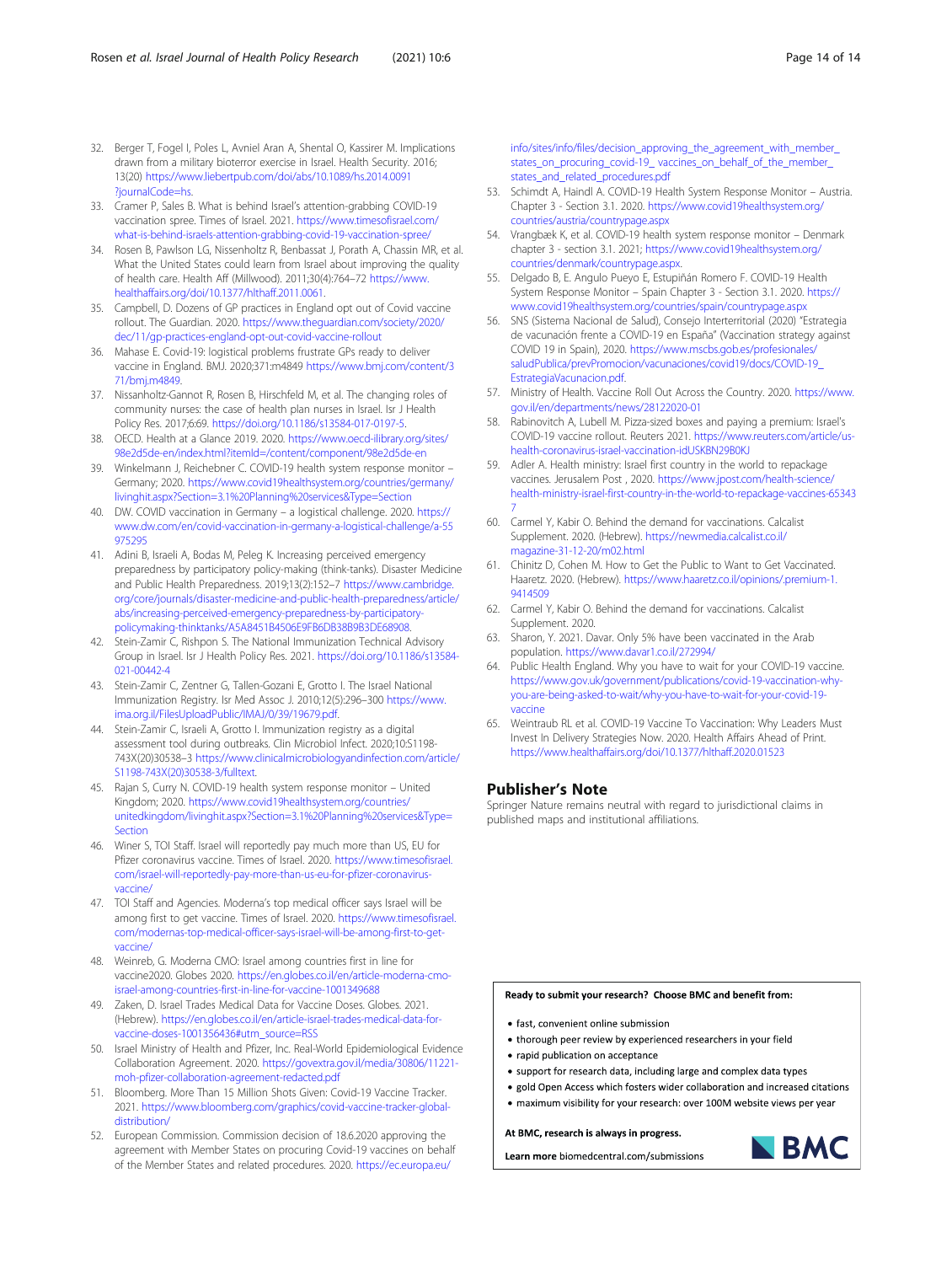32. Berger T, Fogel I, Poles L, Avniel Aran A, Shental O, Kassirer M. Implications drawn from a military bioterror exercise in Israel. Health Security. 2016; 13(20) https://www.liebertpub.com/doi/abs/10.1089/hs.2014.0091?journalCode=hs.
33. Cramer P, Sales B. What is behind Israel's attention-grabbing COVID-19 vaccination spree. Times of Israel. 2021. https://www.timesofisrael.com/what-is-behind-israels-attention-grabbing-covid-19-vaccination-spree/
34. Rosen B, Pawlson LG, Nissenholtz R, Benbassat J, Porath A, Chassin MR, et al. What the United States could learn from Israel about improving the quality of health care. Health Aff (Millwood). 2011;30(4):764–72 https://www.healthaffairs.org/doi/10.1377/hlthaff.2011.0061.
35. Campbell, D. Dozens of GP practices in England opt out of Covid vaccine rollout. The Guardian. 2020. https://www.theguardian.com/society/2020/dec/11/gp-practices-england-opt-out-covid-vaccine-rollout
36. Mahase E. Covid-19: logistical problems frustrate GPs ready to deliver vaccine in England. BMJ. 2020;371:m4849 https://www.bmj.com/content/371/bmj.m4849.
37. Nissanholtz-Gannot R, Rosen B, Hirschfeld M, et al. The changing roles of community nurses: the case of health plan nurses in Israel. Isr J Health Policy Res. 2017;6:69. https://doi.org/10.1186/s13584-017-0197-5.
38. OECD. Health at a Glance 2019. 2020. https://www.oecd-ilibrary.org/sites/98e2d5de-en/index.html?itemId=/content/component/98e2d5de-en
39. Winkelmann J, Reichebner C. COVID-19 health system response monitor – Germany; 2020. https://www.covid19healthsystem.org/countries/germany/livinghit.aspx?Section=3.1%20Planning%20services&Type=Section
40. DW. COVID vaccination in Germany – a logistical challenge. 2020. https://www.dw.com/en/covid-vaccination-in-germany-a-logistical-challenge/a-55975295
41. Adini B, Israeli A, Bodas M, Peleg K. Increasing perceived emergency preparedness by participatory policy-making (think-tanks). Disaster Medicine and Public Health Preparedness. 2019;13(2):152–7 https://www.cambridge.org/core/journals/disaster-medicine-and-public-health-preparedness/article/abs/increasing-perceived-emergency-preparedness-by-participatory-policymaking-thinktanks/A5A8451B4506E9FB6DB38B9B3DE68908.
42. Stein-Zamir C, Rishpon S. The National Immunization Technical Advisory Group in Israel. Isr J Health Policy Res. 2021. https://doi.org/10.1186/s13584-021-00442-4
43. Stein-Zamir C, Zentner G, Tallen-Gozani E, Grotto I. The Israel National Immunization Registry. Isr Med Assoc J. 2010;12(5):296–300 https://www.ima.org.il/FilesUploadPublic/IMAJ/0/39/19679.pdf.
44. Stein-Zamir C, Israeli A, Grotto I. Immunization registry as a digital assessment tool during outbreaks. Clin Microbiol Infect. 2020;10:S1198-743X(20)30538–3 https://www.clinicalmicrobiologyandinfection.com/article/S1198-743X(20)30538-3/fulltext.
45. Rajan S, Curry N. COVID-19 health system response monitor – United Kingdom; 2020. https://www.covid19healthsystem.org/countries/unitedkingdom/livinghit.aspx?Section=3.1%20Planning%20services&Type=Section
46. Winer S, TOI Staff. Israel will reportedly pay much more than US, EU for Pfizer coronavirus vaccine. Times of Israel. 2020. https://www.timesofisrael.com/israel-will-reportedly-pay-much-more-than-us-eu-for-pfizer-coronavirus-vaccine/
47. TOI Staff and Agencies. Moderna's top medical officer says Israel will be among first to get vaccine. Times of Israel. 2020. https://www.timesofisrael.com/modernas-top-medical-officer-says-israel-will-be-among-first-to-get-vaccine/
48. Weinreb, G. Moderna CMO: Israel among countries first in line for vaccine2020. Globes 2020. https://en.globes.co.il/en/article-moderna-cmo-israel-among-countries-first-in-line-for-vaccine-1001349688
49. Zaken, D. Israel Trades Medical Data for Vaccine Doses. Globes. 2021. (Hebrew). https://en.globes.co.il/en/article-israel-trades-medical-data-for-vaccine-doses-1001356436#utm_source=RSS
50. Israel Ministry of Health and Pfizer, Inc. Real-World Epidemiological Evidence Collaboration Agreement. 2020. https://govextra.gov.il/media/30806/11221-moh-pfizer-collaboration-agreement-redacted.pdf
51. Bloomberg. More Than 15 Million Shots Given: Covid-19 Vaccine Tracker. 2021. https://www.bloomberg.com/graphics/covid-vaccine-tracker-global-distribution/
52. European Commission. Commission decision of 18.6.2020 approving the agreement with Member States on procuring Covid-19 vaccines on behalf of the Member States and related procedures. 2020. https://ec.europa.eu/info/sites/info/files/decision_approving_the_agreement_with_member_states_on_procuring_covid-19_ vaccines_on_behalf_of_the_member_states_and_related_procedures.pdf
53. Schmidt A, Haindl A. COVID-19 Health System Response Monitor – Austria. Chapter 3 - Section 3.1. 2020. https://www.covid19healthsystem.org/countries/austria/countrypage.aspx
54. Vrangbæk K, et al. COVID-19 health system response monitor – Denmark chapter 3 - section 3.1. 2021; https://www.covid19healthsystem.org/countries/denmark/countrypage.aspx.
55. Delgado B, E. Angulo Pueyo E, Estupiñán Romero F. COVID-19 Health System Response Monitor – Spain Chapter 3 - Section 3.1. 2020. https://www.covid19healthsystem.org/countries/spain/countrypage.aspx
56. SNS (Sistema Nacional de Salud), Consejo Interterritorial (2020) "Estrategia de vacunación frente a COVID-19 en España" (Vaccination strategy against COVID 19 in Spain), 2020. https://www.mscbs.gob.es/profesionales/saludPublica/prevPromocion/vacunaciones/covid19/docs/COVID-19_EstrategiaVacunacion.pdf.
57. Ministry of Health. Vaccine Roll Out Across the Country. 2020. https://www.gov.il/en/departments/news/28122020-01
58. Rabinovitch A, Lubell M. Pizza-sized boxes and paying a premium: Israel's COVID-19 vaccine rollout. Reuters 2021. https://www.reuters.com/article/us-health-coronavirus-israel-vaccination-idUSKBN29B0KJ
59. Adler A. Health ministry: Israel first country in the world to repackage vaccines. Jerusalem Post , 2020. https://www.jpost.com/health-science/health-ministry-israel-first-country-in-the-world-to-repackage-vaccines-653437
60. Carmel Y, Kabir O. Behind the demand for vaccinations. Calcalist Supplement. 2020. (Hebrew). https://newmedia.calcalist.co.il/magazine-31-12-20/m02.html
61. Chinitz D, Cohen M. How to Get the Public to Want to Get Vaccinated. Haaretz. 2020. (Hebrew). https://www.haaretz.co.il/opinions/.premium-1.9414509
62. Carmel Y, Kabir O. Behind the demand for vaccinations. Calcalist Supplement. 2020.
63. Sharon, Y. 2021. Davar. Only 5% have been vaccinated in the Arab population. https://www.davar1.co.il/272994/
64. Public Health England. Why you have to wait for your COVID-19 vaccine. https://www.gov.uk/government/publications/covid-19-vaccination-why-you-are-being-asked-to-wait/why-you-have-to-wait-for-your-covid-19-vaccine
65. Weintraub RL et al. COVID-19 Vaccine To Vaccination: Why Leaders Must Invest In Delivery Strategies Now. 2020. Health Affairs Ahead of Print. https://www.healthaffairs.org/doi/10.1377/hlthaff.2020.01523

## Publisher's Note

Springer Nature remains neutral with regard to jurisdictional claims in published maps and institutional affiliations.

**Ready to submit your research? Choose BMC and benefit from:**

- fast, convenient online submission
- thorough peer review by experienced researchers in your field
- rapid publication on acceptance
- support for research data, including large and complex data types
- gold Open Access which fosters wider collaboration and increased citations
- maximum visibility for your research: over 100M website views per year

**At BMC, research is always in progress.**

**Learn more** biomedcentral.com/submissions

BMC